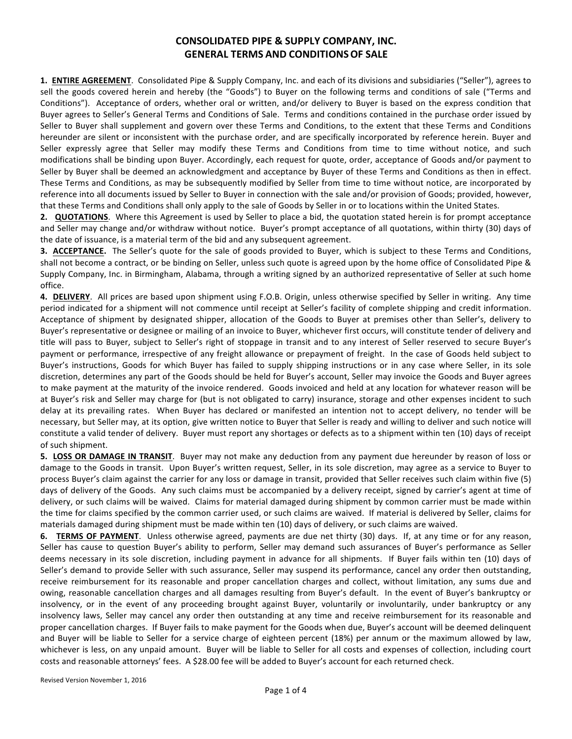# CONSOLIDATED PIPE & SUPPLY COMPANY, INC.
# GENERAL TERMS AND CONDITIONS OF SALE

**1. ENTIRE AGREEMENT**. Consolidated Pipe & Supply Company, Inc. and each of its divisions and subsidiaries ("Seller"), agrees to sell the goods covered herein and hereby (the "Goods") to Buyer on the following terms and conditions of sale ("Terms and Conditions"). Acceptance of orders, whether oral or written, and/or delivery to Buyer is based on the express condition that Buyer agrees to Seller's General Terms and Conditions of Sale. Terms and conditions contained in the purchase order issued by Seller to Buyer shall supplement and govern over these Terms and Conditions, to the extent that these Terms and Conditions hereunder are silent or inconsistent with the purchase order, and are specifically incorporated by reference herein. Buyer and Seller expressly agree that Seller may modify these Terms and Conditions from time to time without notice, and such modifications shall be binding upon Buyer. Accordingly, each request for quote, order, acceptance of Goods and/or payment to Seller by Buyer shall be deemed an acknowledgment and acceptance by Buyer of these Terms and Conditions as then in effect. These Terms and Conditions, as may be subsequently modified by Seller from time to time without notice, are incorporated by reference into all documents issued by Seller to Buyer in connection with the sale and/or provision of Goods; provided, however, that these Terms and Conditions shall only apply to the sale of Goods by Seller in or to locations within the United States.

**2. QUOTATIONS**. Where this Agreement is used by Seller to place a bid, the quotation stated herein is for prompt acceptance and Seller may change and/or withdraw without notice. Buyer's prompt acceptance of all quotations, within thirty (30) days of the date of issuance, is a material term of the bid and any subsequent agreement.

**3. ACCEPTANCE.** The Seller's quote for the sale of goods provided to Buyer, which is subject to these Terms and Conditions, shall not become a contract, or be binding on Seller, unless such quote is agreed upon by the home office of Consolidated Pipe & Supply Company, Inc. in Birmingham, Alabama, through a writing signed by an authorized representative of Seller at such home office.

**4. DELIVERY**. All prices are based upon shipment using F.O.B. Origin, unless otherwise specified by Seller in writing. Any time period indicated for a shipment will not commence until receipt at Seller's facility of complete shipping and credit information. Acceptance of shipment by designated shipper, allocation of the Goods to Buyer at premises other than Seller's, delivery to Buyer's representative or designee or mailing of an invoice to Buyer, whichever first occurs, will constitute tender of delivery and title will pass to Buyer, subject to Seller's right of stoppage in transit and to any interest of Seller reserved to secure Buyer's payment or performance, irrespective of any freight allowance or prepayment of freight. In the case of Goods held subject to Buyer's instructions, Goods for which Buyer has failed to supply shipping instructions or in any case where Seller, in its sole discretion, determines any part of the Goods should be held for Buyer's account, Seller may invoice the Goods and Buyer agrees to make payment at the maturity of the invoice rendered. Goods invoiced and held at any location for whatever reason will be at Buyer's risk and Seller may charge for (but is not obligated to carry) insurance, storage and other expenses incident to such delay at its prevailing rates. When Buyer has declared or manifested an intention not to accept delivery, no tender will be necessary, but Seller may, at its option, give written notice to Buyer that Seller is ready and willing to deliver and such notice will constitute a valid tender of delivery. Buyer must report any shortages or defects as to a shipment within ten (10) days of receipt of such shipment.

**5. LOSS OR DAMAGE IN TRANSIT**. Buyer may not make any deduction from any payment due hereunder by reason of loss or damage to the Goods in transit. Upon Buyer's written request, Seller, in its sole discretion, may agree as a service to Buyer to process Buyer's claim against the carrier for any loss or damage in transit, provided that Seller receives such claim within five (5) days of delivery of the Goods. Any such claims must be accompanied by a delivery receipt, signed by carrier's agent at time of delivery, or such claims will be waived. Claims for material damaged during shipment by common carrier must be made within the time for claims specified by the common carrier used, or such claims are waived. If material is delivered by Seller, claims for materials damaged during shipment must be made within ten (10) days of delivery, or such claims are waived.

**6. TERMS OF PAYMENT**. Unless otherwise agreed, payments are due net thirty (30) days. If, at any time or for any reason, Seller has cause to question Buyer's ability to perform, Seller may demand such assurances of Buyer's performance as Seller deems necessary in its sole discretion, including payment in advance for all shipments. If Buyer fails within ten (10) days of Seller's demand to provide Seller with such assurance, Seller may suspend its performance, cancel any order then outstanding, receive reimbursement for its reasonable and proper cancellation charges and collect, without limitation, any sums due and owing, reasonable cancellation charges and all damages resulting from Buyer's default. In the event of Buyer's bankruptcy or insolvency, or in the event of any proceeding brought against Buyer, voluntarily or involuntarily, under bankruptcy or any insolvency laws, Seller may cancel any order then outstanding at any time and receive reimbursement for its reasonable and proper cancellation charges. If Buyer fails to make payment for the Goods when due, Buyer's account will be deemed delinquent and Buyer will be liable to Seller for a service charge of eighteen percent (18%) per annum or the maximum allowed by law, whichever is less, on any unpaid amount. Buyer will be liable to Seller for all costs and expenses of collection, including court costs and reasonable attorneys' fees. A $28.00 fee will be added to Buyer's account for each returned check.

Revised Version November 1, 2016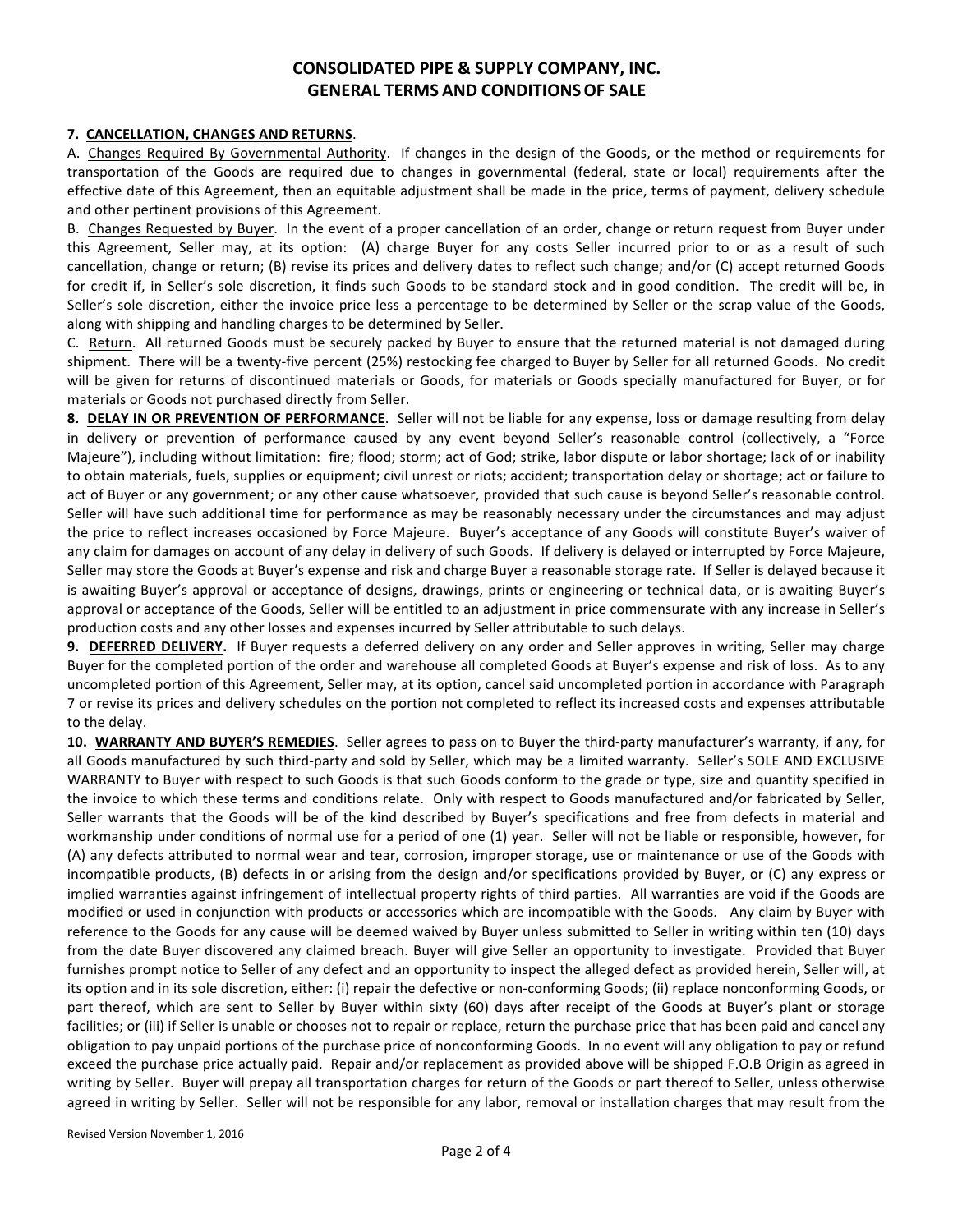# CONSOLIDATED PIPE & SUPPLY COMPANY, INC.
## GENERAL TERMS AND CONDITIONS OF SALE

**7. <u>CANCELLATION, CHANGES AND RETURNS</u>**.

A. <u>Changes Required By Governmental Authority</u>. If changes in the design of the Goods, or the method or requirements for transportation of the Goods are required due to changes in governmental (federal, state or local) requirements after the effective date of this Agreement, then an equitable adjustment shall be made in the price, terms of payment, delivery schedule and other pertinent provisions of this Agreement.

B. <u>Changes Requested by Buyer</u>. In the event of a proper cancellation of an order, change or return request from Buyer under this Agreement, Seller may, at its option: (A) charge Buyer for any costs Seller incurred prior to or as a result of such cancellation, change or return; (B) revise its prices and delivery dates to reflect such change; and/or (C) accept returned Goods for credit if, in Seller's sole discretion, it finds such Goods to be standard stock and in good condition. The credit will be, in Seller's sole discretion, either the invoice price less a percentage to be determined by Seller or the scrap value of the Goods, along with shipping and handling charges to be determined by Seller.

C. <u>Return</u>. All returned Goods must be securely packed by Buyer to ensure that the returned material is not damaged during shipment. There will be a twenty-five percent (25%) restocking fee charged to Buyer by Seller for all returned Goods. No credit will be given for returns of discontinued materials or Goods, for materials or Goods specially manufactured for Buyer, or for materials or Goods not purchased directly from Seller.

**8. <u>DELAY IN OR PREVENTION OF PERFORMANCE</u>**. Seller will not be liable for any expense, loss or damage resulting from delay in delivery or prevention of performance caused by any event beyond Seller's reasonable control (collectively, a "Force Majeure"), including without limitation: fire; flood; storm; act of God; strike, labor dispute or labor shortage; lack of or inability to obtain materials, fuels, supplies or equipment; civil unrest or riots; accident; transportation delay or shortage; act or failure to act of Buyer or any government; or any other cause whatsoever, provided that such cause is beyond Seller's reasonable control. Seller will have such additional time for performance as may be reasonably necessary under the circumstances and may adjust the price to reflect increases occasioned by Force Majeure. Buyer's acceptance of any Goods will constitute Buyer's waiver of any claim for damages on account of any delay in delivery of such Goods. If delivery is delayed or interrupted by Force Majeure, Seller may store the Goods at Buyer's expense and risk and charge Buyer a reasonable storage rate. If Seller is delayed because it is awaiting Buyer's approval or acceptance of designs, drawings, prints or engineering or technical data, or is awaiting Buyer's approval or acceptance of the Goods, Seller will be entitled to an adjustment in price commensurate with any increase in Seller's production costs and any other losses and expenses incurred by Seller attributable to such delays.

**9. <u>DEFERRED DELIVERY</u>.** If Buyer requests a deferred delivery on any order and Seller approves in writing, Seller may charge Buyer for the completed portion of the order and warehouse all completed Goods at Buyer's expense and risk of loss. As to any uncompleted portion of this Agreement, Seller may, at its option, cancel said uncompleted portion in accordance with Paragraph 7 or revise its prices and delivery schedules on the portion not completed to reflect its increased costs and expenses attributable to the delay.

**10. <u>WARRANTY AND BUYER'S REMEDIES</u>**. Seller agrees to pass on to Buyer the third-party manufacturer's warranty, if any, for all Goods manufactured by such third-party and sold by Seller, which may be a limited warranty. Seller's SOLE AND EXCLUSIVE WARRANTY to Buyer with respect to such Goods is that such Goods conform to the grade or type, size and quantity specified in the invoice to which these terms and conditions relate. Only with respect to Goods manufactured and/or fabricated by Seller, Seller warrants that the Goods will be of the kind described by Buyer's specifications and free from defects in material and workmanship under conditions of normal use for a period of one (1) year. Seller will not be liable or responsible, however, for (A) any defects attributed to normal wear and tear, corrosion, improper storage, use or maintenance or use of the Goods with incompatible products, (B) defects in or arising from the design and/or specifications provided by Buyer, or (C) any express or implied warranties against infringement of intellectual property rights of third parties. All warranties are void if the Goods are modified or used in conjunction with products or accessories which are incompatible with the Goods. Any claim by Buyer with reference to the Goods for any cause will be deemed waived by Buyer unless submitted to Seller in writing within ten (10) days from the date Buyer discovered any claimed breach. Buyer will give Seller an opportunity to investigate. Provided that Buyer furnishes prompt notice to Seller of any defect and an opportunity to inspect the alleged defect as provided herein, Seller will, at its option and in its sole discretion, either: (i) repair the defective or non-conforming Goods; (ii) replace nonconforming Goods, or part thereof, which are sent to Seller by Buyer within sixty (60) days after receipt of the Goods at Buyer's plant or storage facilities; or (iii) if Seller is unable or chooses not to repair or replace, return the purchase price that has been paid and cancel any obligation to pay unpaid portions of the purchase price of nonconforming Goods. In no event will any obligation to pay or refund exceed the purchase price actually paid. Repair and/or replacement as provided above will be shipped F.O.B Origin as agreed in writing by Seller. Buyer will prepay all transportation charges for return of the Goods or part thereof to Seller, unless otherwise agreed in writing by Seller. Seller will not be responsible for any labor, removal or installation charges that may result from the

Revised Version November 1, 2016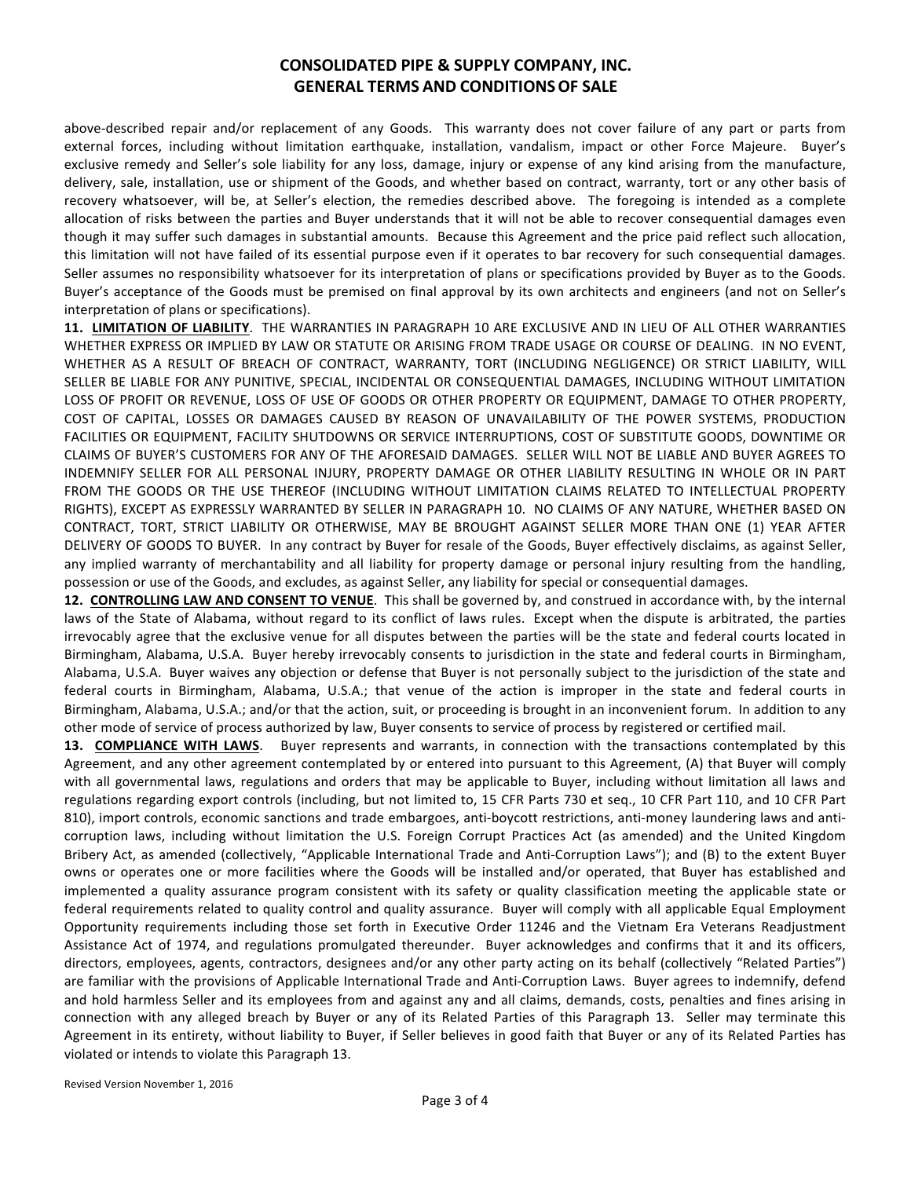above-described repair and/or replacement of any Goods. This warranty does not cover failure of any part or parts from external forces, including without limitation earthquake, installation, vandalism, impact or other Force Majeure. Buyer's exclusive remedy and Seller's sole liability for any loss, damage, injury or expense of any kind arising from the manufacture, delivery, sale, installation, use or shipment of the Goods, and whether based on contract, warranty, tort or any other basis of recovery whatsoever, will be, at Seller's election, the remedies described above. The foregoing is intended as a complete allocation of risks between the parties and Buyer understands that it will not be able to recover consequential damages even though it may suffer such damages in substantial amounts. Because this Agreement and the price paid reflect such allocation, this limitation will not have failed of its essential purpose even if it operates to bar recovery for such consequential damages. Seller assumes no responsibility whatsoever for its interpretation of plans or specifications provided by Buyer as to the Goods. Buyer's acceptance of the Goods must be premised on final approval by its own architects and engineers (and not on Seller's interpretation of plans or specifications).

**11. LIMITATION OF LIABILITY**. THE WARRANTIES IN PARAGRAPH 10 ARE EXCLUSIVE AND IN LIEU OF ALL OTHER WARRANTIES WHETHER EXPRESS OR IMPLIED BY LAW OR STATUTE OR ARISING FROM TRADE USAGE OR COURSE OF DEALING. IN NO EVENT, WHETHER AS A RESULT OF BREACH OF CONTRACT, WARRANTY, TORT (INCLUDING NEGLIGENCE) OR STRICT LIABILITY, WILL SELLER BE LIABLE FOR ANY PUNITIVE, SPECIAL, INCIDENTAL OR CONSEQUENTIAL DAMAGES, INCLUDING WITHOUT LIMITATION LOSS OF PROFIT OR REVENUE, LOSS OF USE OF GOODS OR OTHER PROPERTY OR EQUIPMENT, DAMAGE TO OTHER PROPERTY, COST OF CAPITAL, LOSSES OR DAMAGES CAUSED BY REASON OF UNAVAILABILITY OF THE POWER SYSTEMS, PRODUCTION FACILITIES OR EQUIPMENT, FACILITY SHUTDOWNS OR SERVICE INTERRUPTIONS, COST OF SUBSTITUTE GOODS, DOWNTIME OR CLAIMS OF BUYER'S CUSTOMERS FOR ANY OF THE AFORESAID DAMAGES. SELLER WILL NOT BE LIABLE AND BUYER AGREES TO INDEMNIFY SELLER FOR ALL PERSONAL INJURY, PROPERTY DAMAGE OR OTHER LIABILITY RESULTING IN WHOLE OR IN PART FROM THE GOODS OR THE USE THEREOF (INCLUDING WITHOUT LIMITATION CLAIMS RELATED TO INTELLECTUAL PROPERTY RIGHTS), EXCEPT AS EXPRESSLY WARRANTED BY SELLER IN PARAGRAPH 10. NO CLAIMS OF ANY NATURE, WHETHER BASED ON CONTRACT, TORT, STRICT LIABILITY OR OTHERWISE, MAY BE BROUGHT AGAINST SELLER MORE THAN ONE (1) YEAR AFTER DELIVERY OF GOODS TO BUYER. In any contract by Buyer for resale of the Goods, Buyer effectively disclaims, as against Seller, any implied warranty of merchantability and all liability for property damage or personal injury resulting from the handling, possession or use of the Goods, and excludes, as against Seller, any liability for special or consequential damages.

**12. CONTROLLING LAW AND CONSENT TO VENUE**. This shall be governed by, and construed in accordance with, by the internal laws of the State of Alabama, without regard to its conflict of laws rules. Except when the dispute is arbitrated, the parties irrevocably agree that the exclusive venue for all disputes between the parties will be the state and federal courts located in Birmingham, Alabama, U.S.A. Buyer hereby irrevocably consents to jurisdiction in the state and federal courts in Birmingham, Alabama, U.S.A. Buyer waives any objection or defense that Buyer is not personally subject to the jurisdiction of the state and federal courts in Birmingham, Alabama, U.S.A.; that venue of the action is improper in the state and federal courts in Birmingham, Alabama, U.S.A.; and/or that the action, suit, or proceeding is brought in an inconvenient forum. In addition to any other mode of service of process authorized by law, Buyer consents to service of process by registered or certified mail.

**13. COMPLIANCE WITH LAWS**. Buyer represents and warrants, in connection with the transactions contemplated by this Agreement, and any other agreement contemplated by or entered into pursuant to this Agreement, (A) that Buyer will comply with all governmental laws, regulations and orders that may be applicable to Buyer, including without limitation all laws and regulations regarding export controls (including, but not limited to, 15 CFR Parts 730 et seq., 10 CFR Part 110, and 10 CFR Part 810), import controls, economic sanctions and trade embargoes, anti-boycott restrictions, anti-money laundering laws and anti-corruption laws, including without limitation the U.S. Foreign Corrupt Practices Act (as amended) and the United Kingdom Bribery Act, as amended (collectively, "Applicable International Trade and Anti-Corruption Laws"); and (B) to the extent Buyer owns or operates one or more facilities where the Goods will be installed and/or operated, that Buyer has established and implemented a quality assurance program consistent with its safety or quality classification meeting the applicable state or federal requirements related to quality control and quality assurance. Buyer will comply with all applicable Equal Employment Opportunity requirements including those set forth in Executive Order 11246 and the Vietnam Era Veterans Readjustment Assistance Act of 1974, and regulations promulgated thereunder. Buyer acknowledges and confirms that it and its officers, directors, employees, agents, contractors, designees and/or any other party acting on its behalf (collectively "Related Parties") are familiar with the provisions of Applicable International Trade and Anti-Corruption Laws. Buyer agrees to indemnify, defend and hold harmless Seller and its employees from and against any and all claims, demands, costs, penalties and fines arising in connection with any alleged breach by Buyer or any of its Related Parties of this Paragraph 13. Seller may terminate this Agreement in its entirety, without liability to Buyer, if Seller believes in good faith that Buyer or any of its Related Parties has violated or intends to violate this Paragraph 13.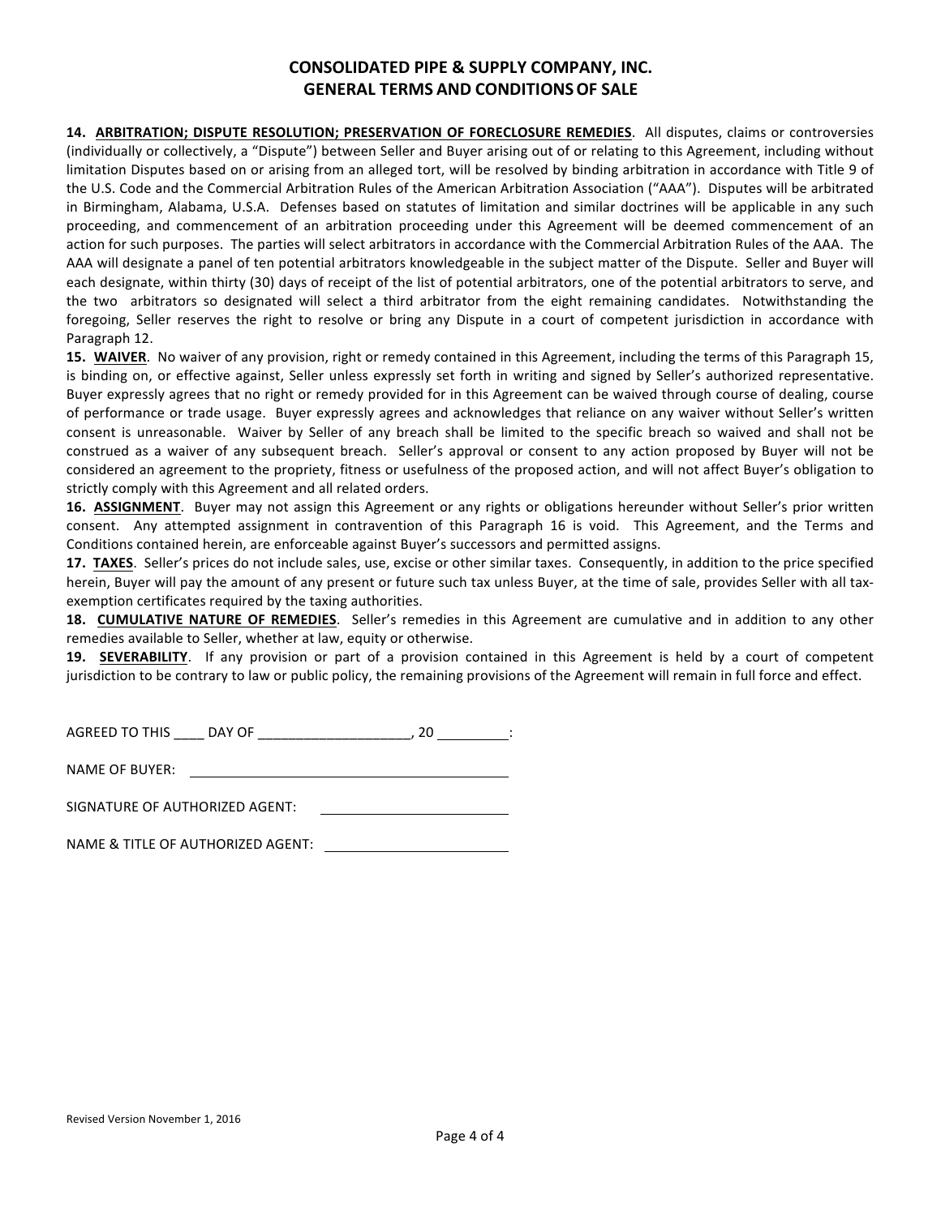# CONSOLIDATED PIPE & SUPPLY COMPANY, INC.
## GENERAL TERMS AND CONDITIONS OF SALE

**14. ARBITRATION; DISPUTE RESOLUTION; PRESERVATION OF FORECLOSURE REMEDIES**. All disputes, claims or controversies (individually or collectively, a "Dispute") between Seller and Buyer arising out of or relating to this Agreement, including without limitation Disputes based on or arising from an alleged tort, will be resolved by binding arbitration in accordance with Title 9 of the U.S. Code and the Commercial Arbitration Rules of the American Arbitration Association ("AAA"). Disputes will be arbitrated in Birmingham, Alabama, U.S.A. Defenses based on statutes of limitation and similar doctrines will be applicable in any such proceeding, and commencement of an arbitration proceeding under this Agreement will be deemed commencement of an action for such purposes. The parties will select arbitrators in accordance with the Commercial Arbitration Rules of the AAA. The AAA will designate a panel of ten potential arbitrators knowledgeable in the subject matter of the Dispute. Seller and Buyer will each designate, within thirty (30) days of receipt of the list of potential arbitrators, one of the potential arbitrators to serve, and the two arbitrators so designated will select a third arbitrator from the eight remaining candidates. Notwithstanding the foregoing, Seller reserves the right to resolve or bring any Dispute in a court of competent jurisdiction in accordance with Paragraph 12.

**15. WAIVER**. No waiver of any provision, right or remedy contained in this Agreement, including the terms of this Paragraph 15, is binding on, or effective against, Seller unless expressly set forth in writing and signed by Seller's authorized representative. Buyer expressly agrees that no right or remedy provided for in this Agreement can be waived through course of dealing, course of performance or trade usage. Buyer expressly agrees and acknowledges that reliance on any waiver without Seller's written consent is unreasonable. Waiver by Seller of any breach shall be limited to the specific breach so waived and shall not be construed as a waiver of any subsequent breach. Seller's approval or consent to any action proposed by Buyer will not be considered an agreement to the propriety, fitness or usefulness of the proposed action, and will not affect Buyer's obligation to strictly comply with this Agreement and all related orders.

**16. ASSIGNMENT**. Buyer may not assign this Agreement or any rights or obligations hereunder without Seller's prior written consent. Any attempted assignment in contravention of this Paragraph 16 is void. This Agreement, and the Terms and Conditions contained herein, are enforceable against Buyer's successors and permitted assigns.

**17. TAXES**. Seller's prices do not include sales, use, excise or other similar taxes. Consequently, in addition to the price specified herein, Buyer will pay the amount of any present or future such tax unless Buyer, at the time of sale, provides Seller with all tax-exemption certificates required by the taxing authorities.

**18. CUMULATIVE NATURE OF REMEDIES**. Seller's remedies in this Agreement are cumulative and in addition to any other remedies available to Seller, whether at law, equity or otherwise.

**19. SEVERABILITY**. If any provision or part of a provision contained in this Agreement is held by a court of competent jurisdiction to be contrary to law or public policy, the remaining provisions of the Agreement will remain in full force and effect.

AGREED TO THIS ____ DAY OF ____________________, 20 _________:

NAME OF BUYER: ____________________________________

SIGNATURE OF AUTHORIZED AGENT: ________________________

NAME & TITLE OF AUTHORIZED AGENT: ________________________

Revised Version November 1, 2016